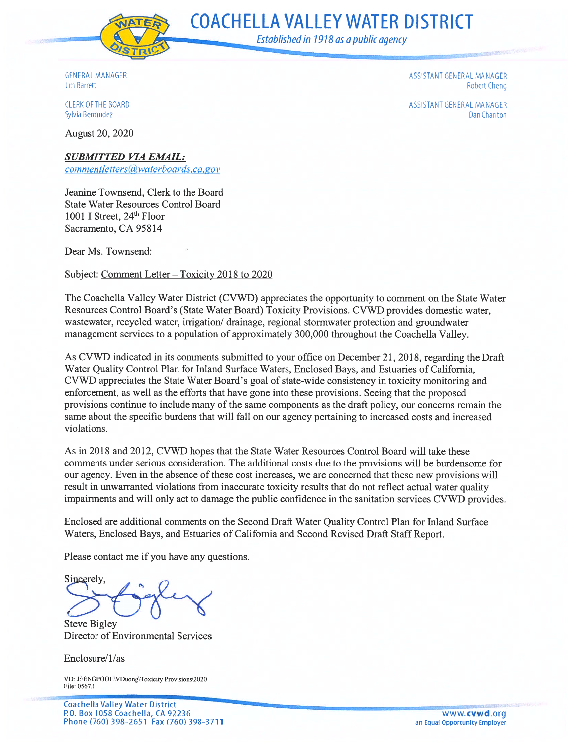# COACHELLA VALLEY WATER DISTRICT

*Established in 1918 as a public agency*

GENERAL MANAGER
Jim Barrett

CLERK OF THE BOARD
Sylvia Bermudez

ASSISTANT GENERAL MANAGER
Robert Cheng

ASSISTANT GENERAL MANAGER
Dan Charlton

August 20, 2020

***SUBMITTED VIA EMAIL:***
*commentletters@waterboards.ca.gov*

Jeanine Townsend, Clerk to the Board
State Water Resources Control Board
1001 I Street, 24th Floor
Sacramento, CA 95814

Dear Ms. Townsend:

Subject: Comment Letter – Toxicity 2018 to 2020

The Coachella Valley Water District (CVWD) appreciates the opportunity to comment on the State Water Resources Control Board's (State Water Board) Toxicity Provisions. CVWD provides domestic water, wastewater, recycled water, irrigation/ drainage, regional stormwater protection and groundwater management services to a population of approximately 300,000 throughout the Coachella Valley.

As CVWD indicated in its comments submitted to your office on December 21, 2018, regarding the Draft Water Quality Control Plan for Inland Surface Waters, Enclosed Bays, and Estuaries of California, CVWD appreciates the State Water Board's goal of state-wide consistency in toxicity monitoring and enforcement, as well as the efforts that have gone into these provisions. Seeing that the proposed provisions continue to include many of the same components as the draft policy, our concerns remain the same about the specific burdens that will fall on our agency pertaining to increased costs and increased violations.

As in 2018 and 2012, CVWD hopes that the State Water Resources Control Board will take these comments under serious consideration. The additional costs due to the provisions will be burdensome for our agency. Even in the absence of these cost increases, we are concerned that these new provisions will result in unwarranted violations from inaccurate toxicity results that do not reflect actual water quality impairments and will only act to damage the public confidence in the sanitation services CVWD provides.

Enclosed are additional comments on the Second Draft Water Quality Control Plan for Inland Surface Waters, Enclosed Bays, and Estuaries of California and Second Revised Draft Staff Report.

Please contact me if you have any questions.

Sincerely,

Steve Bigley
Director of Environmental Services

Enclosure/1/as

VD: J:\ENGPOOL\VDuong\Toxicity Provisions\2020
File: 0567.1

Coachella Valley Water District
P.O. Box 1058 Coachella, CA 92236
Phone (760) 398-2651 Fax (760) 398-3711

www.cvwd.org
an Equal Opportunity Employer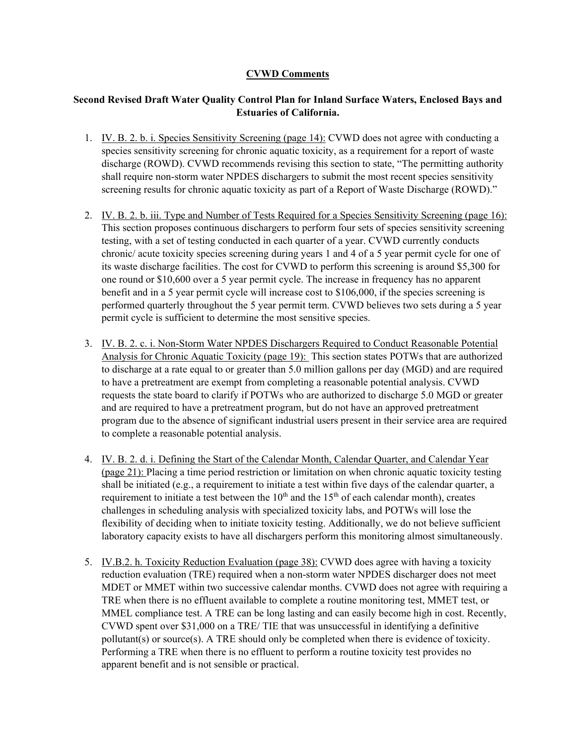# CVWD Comments

## Second Revised Draft Water Quality Control Plan for Inland Surface Waters, Enclosed Bays and Estuaries of California.

1. IV. B. 2. b. i. Species Sensitivity Screening (page 14): CVWD does not agree with conducting a species sensitivity screening for chronic aquatic toxicity, as a requirement for a report of waste discharge (ROWD). CVWD recommends revising this section to state, "The permitting authority shall require non-storm water NPDES dischargers to submit the most recent species sensitivity screening results for chronic aquatic toxicity as part of a Report of Waste Discharge (ROWD)."

2. IV. B. 2. b. iii. Type and Number of Tests Required for a Species Sensitivity Screening (page 16): This section proposes continuous dischargers to perform four sets of species sensitivity screening testing, with a set of testing conducted in each quarter of a year. CVWD currently conducts chronic/ acute toxicity species screening during years 1 and 4 of a 5 year permit cycle for one of its waste discharge facilities. The cost for CVWD to perform this screening is around $5,300 for one round or $10,600 over a 5 year permit cycle. The increase in frequency has no apparent benefit and in a 5 year permit cycle will increase cost to $106,000, if the species screening is performed quarterly throughout the 5 year permit term. CVWD believes two sets during a 5 year permit cycle is sufficient to determine the most sensitive species.

3. IV. B. 2. c. i. Non-Storm Water NPDES Dischargers Required to Conduct Reasonable Potential Analysis for Chronic Aquatic Toxicity (page 19): This section states POTWs that are authorized to discharge at a rate equal to or greater than 5.0 million gallons per day (MGD) and are required to have a pretreatment are exempt from completing a reasonable potential analysis. CVWD requests the state board to clarify if POTWs who are authorized to discharge 5.0 MGD or greater and are required to have a pretreatment program, but do not have an approved pretreatment program due to the absence of significant industrial users present in their service area are required to complete a reasonable potential analysis.

4. IV. B. 2. d. i. Defining the Start of the Calendar Month, Calendar Quarter, and Calendar Year (page 21): Placing a time period restriction or limitation on when chronic aquatic toxicity testing shall be initiated (e.g., a requirement to initiate a test within five days of the calendar quarter, a requirement to initiate a test between the 10th and the 15th of each calendar month), creates challenges in scheduling analysis with specialized toxicity labs, and POTWs will lose the flexibility of deciding when to initiate toxicity testing. Additionally, we do not believe sufficient laboratory capacity exists to have all dischargers perform this monitoring almost simultaneously.

5. IV.B.2. h. Toxicity Reduction Evaluation (page 38): CVWD does agree with having a toxicity reduction evaluation (TRE) required when a non-storm water NPDES discharger does not meet MDET or MMET within two successive calendar months. CVWD does not agree with requiring a TRE when there is no effluent available to complete a routine monitoring test, MMET test, or MMEL compliance test. A TRE can be long lasting and can easily become high in cost. Recently, CVWD spent over $31,000 on a TRE/ TIE that was unsuccessful in identifying a definitive pollutant(s) or source(s). A TRE should only be completed when there is evidence of toxicity. Performing a TRE when there is no effluent to perform a routine toxicity test provides no apparent benefit and is not sensible or practical.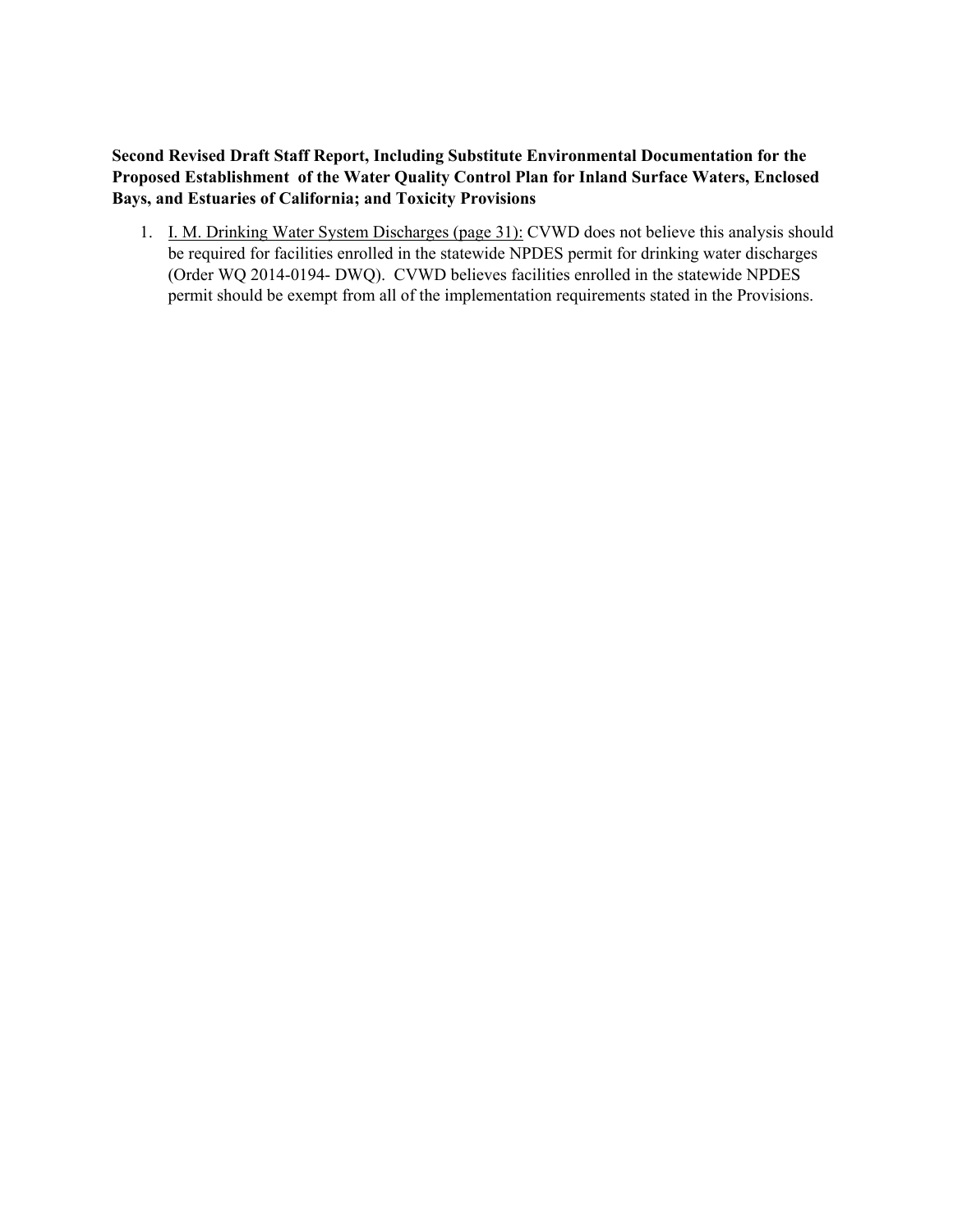**Second Revised Draft Staff Report, Including Substitute Environmental Documentation for the Proposed Establishment of the Water Quality Control Plan for Inland Surface Waters, Enclosed Bays, and Estuaries of California; and Toxicity Provisions**

1. <u>I. M. Drinking Water System Discharges (page 31):</u> CVWD does not believe this analysis should be required for facilities enrolled in the statewide NPDES permit for drinking water discharges (Order WQ 2014-0194- DWQ). CVWD believes facilities enrolled in the statewide NPDES permit should be exempt from all of the implementation requirements stated in the Provisions.